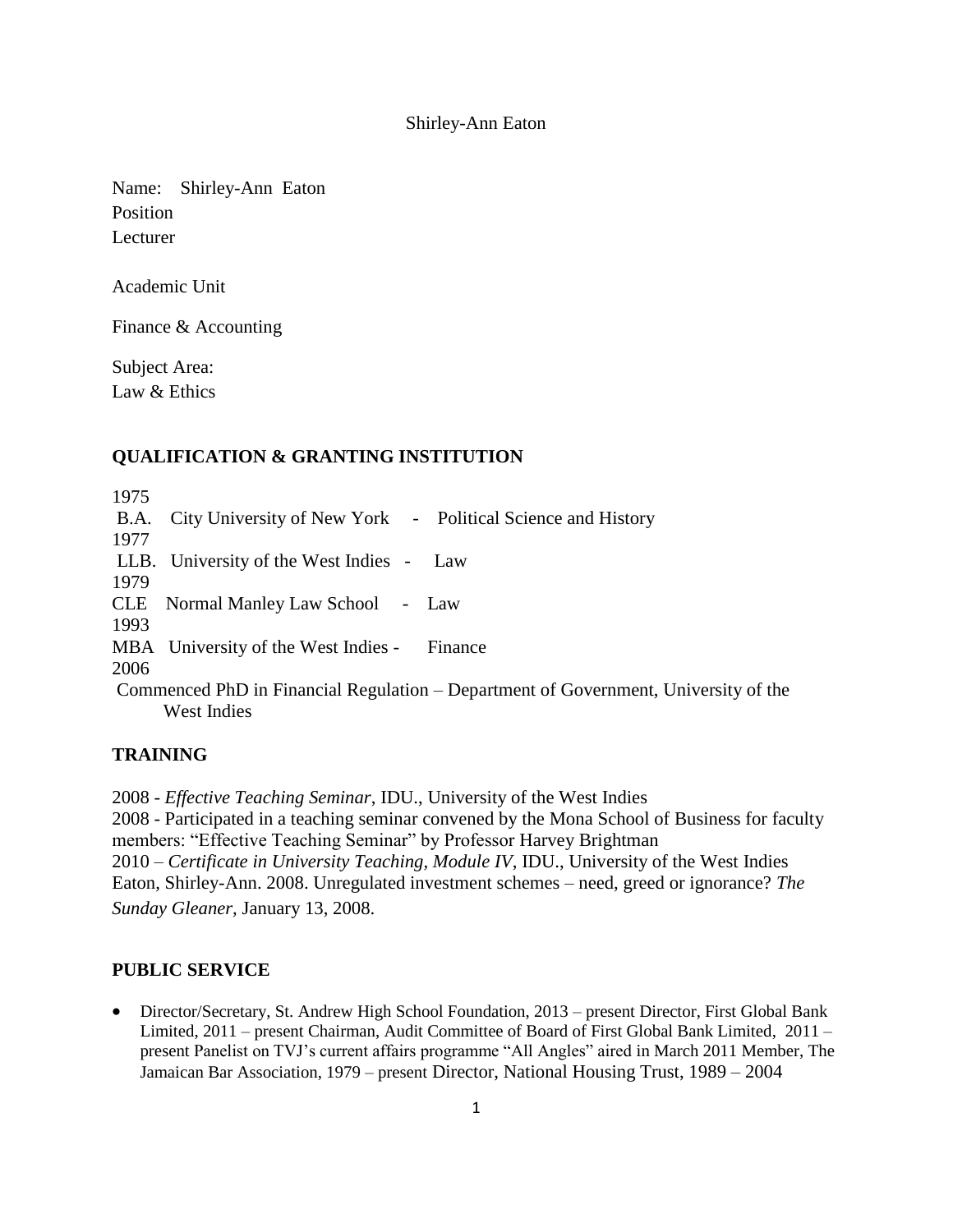Shirley-Ann Eaton

Name: Shirley-Ann Eaton
Position
Lecturer

Academic Unit

Finance & Accounting

Subject Area:
Law & Ethics

## QUALIFICATION & GRANTING INSTITUTION

1975
B.A. City University of New York - Political Science and History
1977
LLB. University of the West Indies - Law
1979
CLE Normal Manley Law School - Law
1993
MBA University of the West Indies - Finance
2006
Commenced PhD in Financial Regulation – Department of Government, University of the West Indies

## TRAINING

2008 - *Effective Teaching Seminar*, IDU., University of the West Indies
2008 - Participated in a teaching seminar convened by the Mona School of Business for faculty members: "Effective Teaching Seminar" by Professor Harvey Brightman
2010 – *Certificate in University Teaching, Module IV*, IDU., University of the West Indies
Eaton, Shirley-Ann. 2008. Unregulated investment schemes – need, greed or ignorance? *The Sunday Gleaner*, January 13, 2008.

## PUBLIC SERVICE

- Director/Secretary, St. Andrew High School Foundation, 2013 – present Director, First Global Bank Limited, 2011 – present Chairman, Audit Committee of Board of First Global Bank Limited, 2011 – present Panelist on TVJ's current affairs programme "All Angles" aired in March 2011 Member, The Jamaican Bar Association, 1979 – present Director, National Housing Trust, 1989 – 2004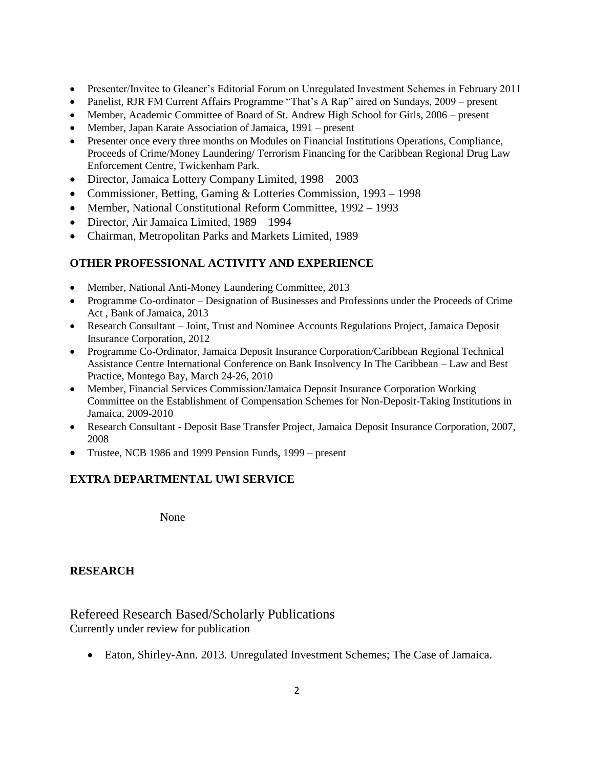- Presenter/Invitee to Gleaner's Editorial Forum on Unregulated Investment Schemes in February 2011
- Panelist, RJR FM Current Affairs Programme "That's A Rap" aired on Sundays, 2009 – present
- Member, Academic Committee of Board of St. Andrew High School for Girls, 2006 – present
- Member, Japan Karate Association of Jamaica, 1991 – present
- Presenter once every three months on Modules on Financial Institutions Operations, Compliance, Proceeds of Crime/Money Laundering/ Terrorism Financing for the Caribbean Regional Drug Law Enforcement Centre, Twickenham Park.
- Director, Jamaica Lottery Company Limited, 1998 – 2003
- Commissioner, Betting, Gaming & Lotteries Commission, 1993 – 1998
- Member, National Constitutional Reform Committee, 1992 – 1993
- Director, Air Jamaica Limited, 1989 – 1994
- Chairman, Metropolitan Parks and Markets Limited, 1989

## OTHER PROFESSIONAL ACTIVITY AND EXPERIENCE

- Member, National Anti-Money Laundering Committee, 2013
- Programme Co-ordinator – Designation of Businesses and Professions under the Proceeds of Crime Act , Bank of Jamaica, 2013
- Research Consultant – Joint, Trust and Nominee Accounts Regulations Project, Jamaica Deposit Insurance Corporation, 2012
- Programme Co-Ordinator, Jamaica Deposit Insurance Corporation/Caribbean Regional Technical Assistance Centre International Conference on Bank Insolvency In The Caribbean – Law and Best Practice, Montego Bay, March 24-26, 2010
- Member, Financial Services Commission/Jamaica Deposit Insurance Corporation Working Committee on the Establishment of Compensation Schemes for Non-Deposit-Taking Institutions in Jamaica, 2009-2010
- Research Consultant - Deposit Base Transfer Project, Jamaica Deposit Insurance Corporation, 2007, 2008
- Trustee, NCB 1986 and 1999 Pension Funds, 1999 – present

## EXTRA DEPARTMENTAL UWI SERVICE

None

## RESEARCH

### Refereed Research Based/Scholarly Publications

Currently under review for publication

- Eaton, Shirley-Ann. 2013. Unregulated Investment Schemes; The Case of Jamaica.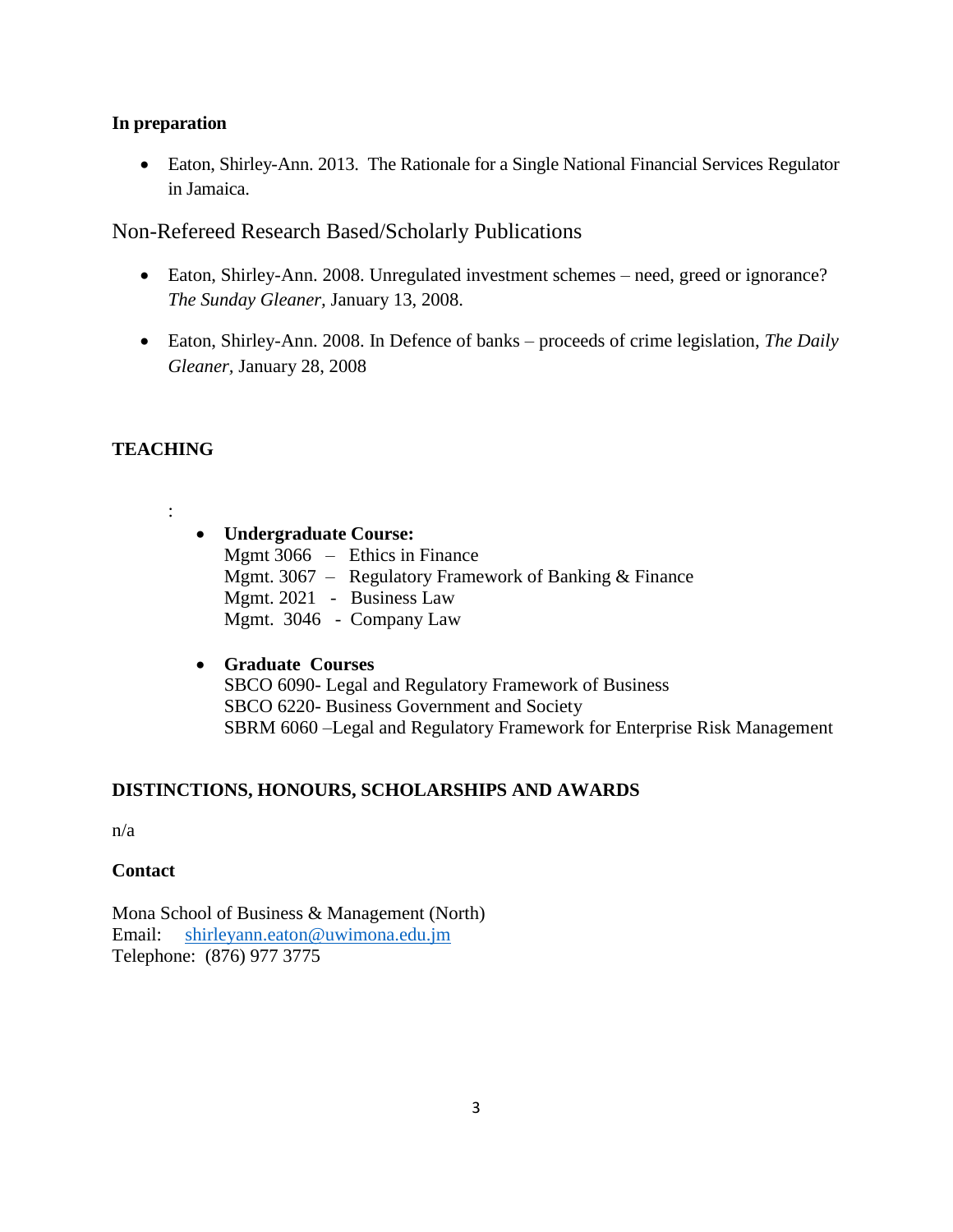**In preparation**

- Eaton, Shirley-Ann. 2013. The Rationale for a Single National Financial Services Regulator in Jamaica.

## Non-Refereed Research Based/Scholarly Publications

- Eaton, Shirley-Ann. 2008. Unregulated investment schemes – need, greed or ignorance? *The Sunday Gleaner*, January 13, 2008.

- Eaton, Shirley-Ann. 2008. In Defence of banks – proceeds of crime legislation, *The Daily Gleaner*, January 28, 2008

**TEACHING**

:

- **Undergraduate Course:**
  Mgmt 3066 – Ethics in Finance
  Mgmt. 3067 – Regulatory Framework of Banking & Finance
  Mgmt. 2021 - Business Law
  Mgmt. 3046 - Company Law

- **Graduate Courses**
  SBCO 6090- Legal and Regulatory Framework of Business
  SBCO 6220- Business Government and Society
  SBRM 6060 –Legal and Regulatory Framework for Enterprise Risk Management

**DISTINCTIONS, HONOURS, SCHOLARSHIPS AND AWARDS**

n/a

**Contact**

Mona School of Business & Management (North)
Email: shirleyann.eaton@uwimona.edu.jm
Telephone: (876) 977 3775